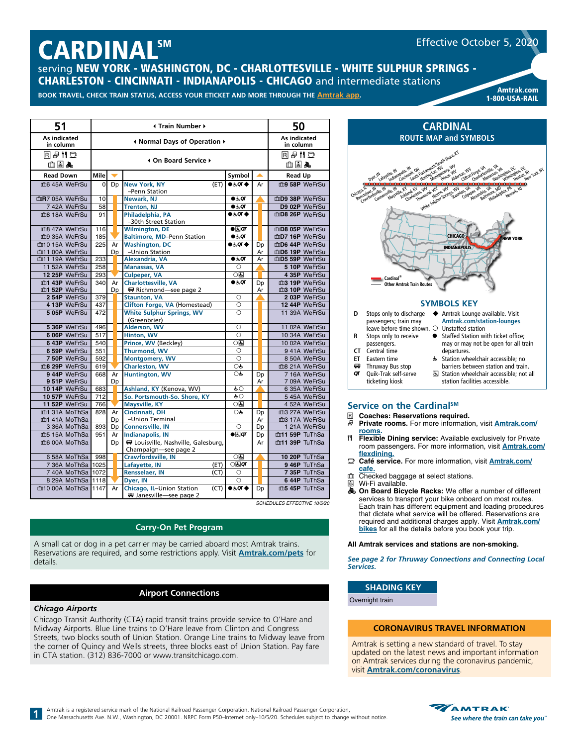# CARDINAL℠

Effective October 5, 2020

serving **NEW YORK - WASHINGTON, DC - CHARLOTTESVILLE - WHITE SULPHUR SPRINGS - CHARLESTON - CINCINNATI - INDIANAPOLIS - CHICAGO** and intermediate stations

**BOOK TRAVEL, CHECK TRAIN STATUS, ACCESS YOUR ETICKET AND MORE THROUGH THE Amtrak app.**

**Amtrak.com**
**1-800-USA-RAIL**

| 51 | | | Train Number | | | 50 |
|---|---|---|---|---|---|---|
| As indicated in column | | | Normal Days of Operation | | | As indicated in column |
| R 🛏 🍴 ☕ 🧳 📶 🚲 | | | On Board Service | | | R 🛏 🍴 ☕ 🧳 📶 🚲 |
| Read Down | Mile | ▼ | | Symbol | ▲ | Read Up |
| 🧳6 45A WeFrSu | 0 | Dp | New York, NY (ET) –Penn Station | ●♿QT◆ | Ar | 🧳9 58P WeFrSu |
| 🧳R7 05A WeFrSu | 10 | | Newark, NJ | ●♿QT | | 🧳D9 38P WeFrSu |
| 7 42A WeFrSu | 58 | | Trenton, NJ | ●♿QT | | D9 02P WeFrSu |
| 🧳8 18A WeFrSu | 91 | | Philadelphia, PA –30th Street Station | ●♿QT◆ | | 🧳D8 26P WeFrSu |
| 🧳8 47A WeFrSu | 116 | | Wilmington, DE | ●♿QT | | 🧳D8 05P WeFrSu |
| 🧳9 35A WeFrSu | 185 | | Baltimore, MD–Penn Station | ●♿QT | | 🧳D7 16P WeFrSu |
| 🧳10 15A WeFrSu | 225 | Ar | Washington, DC | ●♿QT◆ | Dp | 🧳D6 44P WeFrSu |
| 🧳11 00A WeFrSu | | Dp | –Union Station | | Ar | 🧳D6 19P WeFrSu |
| 🧳11 19A WeFrSu | 233 | | Alexandria, VA | ●♿QT | Ar | 🧳D5 59P WeFrSu |
| 11 52A WeFrSu | 258 | | Manassas, VA | ○ | | 5 10P WeFrSu |
| 12 25P WeFrSu | 293 | | Culpeper, VA | ○♿ | | 4 35P WeFrSu |
| 🧳1 43P WeFrSu | 340 | Ar | Charlottesville, VA | ●♿QT | Dp | 🧳3 19P WeFrSu |
| 🧳1 52P WeFrSu | | Dp | 🚌 Richmond—see page 2 | | Ar | 🧳3 10P WeFrSu |
| 2 54P WeFrSu | 379 | | Staunton, VA | ○ | | 2 03P WeFrSu |
| 4 13P WeFrSu | 437 | | Clifton Forge, VA (Homestead) | ○ | | 12 44P WeFrSu |
| 5 05P WeFrSu | 472 | | White Sulphur Springs, WV (Greenbrier) | ○ | | 11 39A WeFrSu |
| 5 36P WeFrSu | 496 | | Alderson, WV | ○ | | 11 02A WeFrSu |
| 6 06P WeFrSu | 517 | | Hinton, WV | ○ | | 10 34A WeFrSu |
| 6 43P WeFrSu | 540 | | Prince, WV (Beckley) | ○♿ | | 10 02A WeFrSu |
| 6 59P WeFrSu | 551 | | Thurmond, WV | ○ | | 9 41A WeFrSu |
| 7 50P WeFrSu | 592 | | Montgomery, WV | ○ | | 8 50A WeFrSu |
| 🧳8 29P WeFrSu | 619 | | Charleston, WV | ○♿ | | 🧳8 21A WeFrSu |
| 9 44P WeFrSu | 668 | Ar | Huntington, WV | ○♿ | Dp | 7 16A WeFrSu |
| 9 51P WeFrSu | | Dp | | | Ar | 7 09A WeFrSu |
| 10 14P WeFrSu | 683 | | Ashland, KY (Kenova, WV) | ♿○ | | 6 35A WeFrSu |
| 10 57P WeFrSu | 712 | | So. Portsmouth-So. Shore, KY | ♿○ | | 5 45A WeFrSu |
| 11 52P WeFrSu | 766 | | Maysville, KY | ○♿ | | 4 52A WeFrSu |
| 🧳1 31A MoThSa | 828 | Ar | Cincinnati, OH | ○♿ | Dp | 🧳3 27A WeFrSu |
| 🧳1 41A MoThSa | | Dp | –Union Terminal | | Ar | 🧳3 17A WeFrSu |
| 3 36A MoThSa | 893 | Dp | Connersville, IN | ○ | Dp | 1 21A WeFrSu |
| 🧳5 15A MoThSa | 951 | Ar | Indianapolis, IN | ●♿QT | Dp | 🧳11 59P TuThSa |
| 🧳6 00A MoThSa | | Dp | 🚌 Louisville, Nashville, Galesburg, Champaign—see page 2 | | Ar | 🧳11 39P TuThSa |
| 6 58A MoThSa | 998 | | Crawfordsville, IN | ○♿ | | 10 20P TuThSa |
| 7 36A MoThSa | 1025 | | Lafayette, IN (ET) | ○♿QT | | 9 46P TuThSa |
| 7 40A MoThSa | 1072 | | Rensselaer, IN (CT) | ○ | | 7 35P TuThSa |
| 8 29A MoThSa | 1118 | | Dyer, IN | ○ | | 6 44P TuThSa |
| 🧳10 00A MoThSa | 1147 | Ar | Chicago, IL–Union Station (CT) 🚌 Janesville—see page 2 | ●♿QT◆ | Dp | 🧳5 45P TuThSa |

*SCHEDULES EFFECTIVE 10/5/20*

## Carry-On Pet Program

A small cat or dog in a pet carrier may be carried aboard most Amtrak trains. Reservations are required, and some restrictions apply. Visit **Amtrak.com/pets** for details.

## Airport Connections

***Chicago Airports***

Chicago Transit Authority (CTA) rapid transit trains provide service to O'Hare and Midway Airports. Blue Line trains to O'Hare leave from Clinton and Congress Streets, two blocks south of Union Station. Orange Line trains to Midway leave from the corner of Quincy and Wells streets, three blocks east of Union Station. Pay fare in CTA station. (312) 836-7000 or www.transitchicago.com.

## CARDINAL
### ROUTE MAP and SYMBOLS

Chicago, IL · Dyer, IN · Rensselaer, IN · Lafayette, IN · Crawfordsville, IN · Indianapolis, IN · Connersville, IN · Cincinnati, OH · Maysville, KY · South Portsmouth/South Shore, KY · Ashland, KY · Huntington, WV · Charleston, WV · Montgomery, WV · Thurmond, WV · Prince, WV · Hinton, WV · Alderson, WV · White Sulphur Springs, WV · Clifton Forge, VA · Staunton, VA · Charlottesville, VA · Culpeper, VA · Manassas, VA · Alexandria, VA · Washington, DC · Baltimore, MD · Wilmington, DE · Philadelphia, PA · Trenton, NJ · Newark, NJ · New York, NY

CHICAGO · INDIANAPOLIS · NEW YORK

Cardinal® — Other Amtrak Train Routes

### SYMBOLS KEY

- **D** Stops only to discharge passengers; train may leave before time shown.
- **R** Stops only to receive passengers.
- **CT** Central time
- **ET** Eastern time
- 🚌 Thruway Bus stop
- **QT** Quik-Trak self-serve ticketing kiosk
- ◆ Amtrak Lounge available. Visit **Amtrak.com/station-lounges**
- ○ Unstaffed station
- ● Staffed Station with ticket office; may or may not be open for all train departures.
- ♿ Station wheelchair accessible; no barriers between station and train.
- ♿ (boxed) Station wheelchair accessible; not all station facilities accessible.

## Service on the Cardinal℠

- R **Coaches: Reservations required.**
- 🛏 **Private rooms.** For more information, visit **Amtrak.com/rooms.**
- 🍴 **Flexible Dining service:** Available exclusively for Private room passengers. For more information, visit **Amtrak.com/flexdining.**
- ☕ **Café service.** For more information, visit **Amtrak.com/cafe.**
- 🧳 Checked baggage at select stations.
- 📶 Wi-Fi available.
- 🚲 **On Board Bicycle Racks:** We offer a number of different services to transport your bike onboard on most routes. Each train has different equipment and loading procedures that dictate what service will be offered. Reservations are required and additional charges apply. Visit **Amtrak.com/bikes** for all the details before you book your trip.

**All Amtrak services and stations are non-smoking.**

***See page 2 for Thruway Connections and Connecting Local Services.***

### SHADING KEY

Overnight train

### CORONAVIRUS TRAVEL INFORMATION

Amtrak is setting a new standard of travel. To stay updated on the latest news and important information on Amtrak services during the coronavirus pandemic, visit **Amtrak.com/coronavirus**.

Amtrak is a registered service mark of the National Railroad Passenger Corporation. National Railroad Passenger Corporation, One Massachusetts Ave. N.W., Washington, DC 20001. NRPC Form P50–Internet only–10/5/20. Schedules subject to change without notice.

AMTRAK — *See where the train can take you™*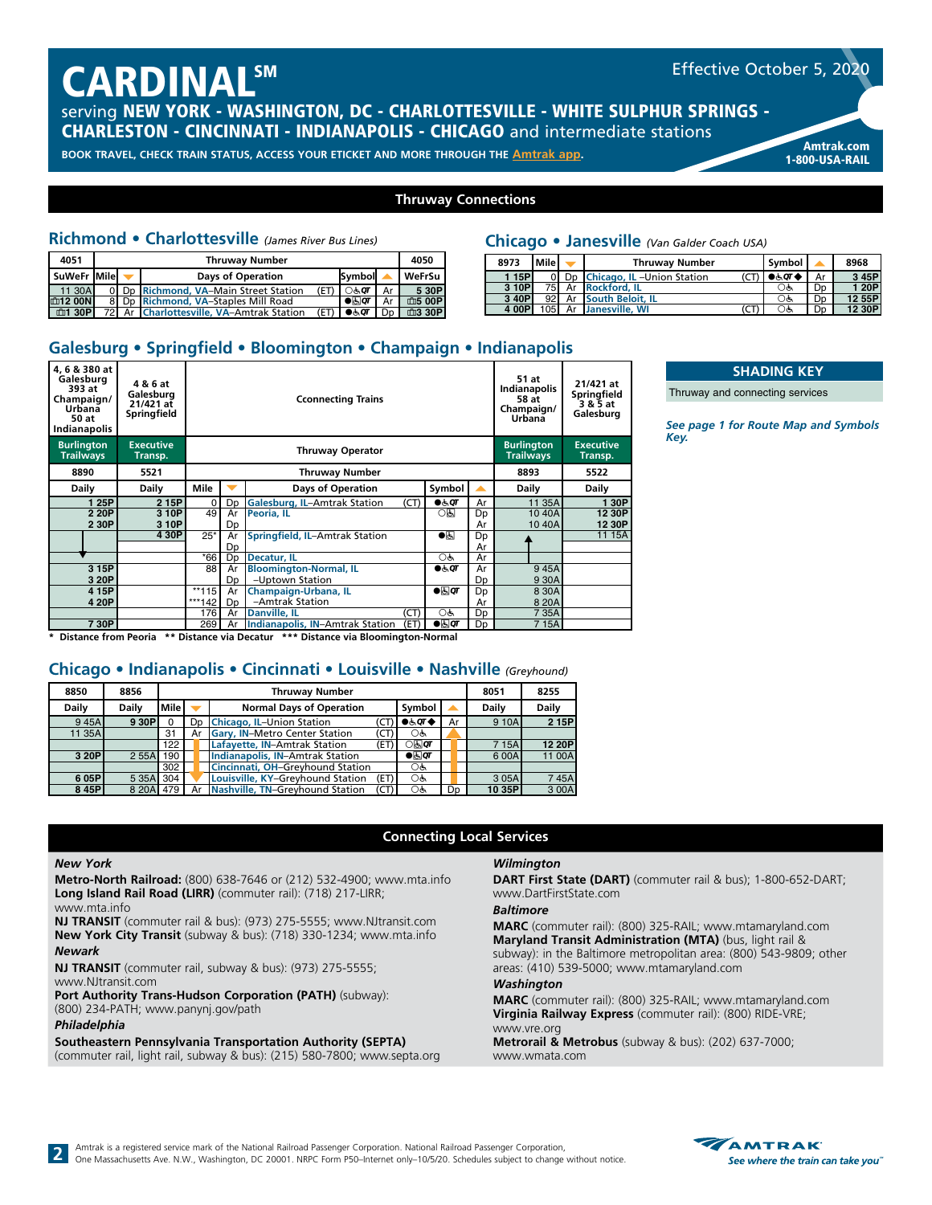# CARDINAL℠

Effective October 5, 2020

serving **NEW YORK - WASHINGTON, DC - CHARLOTTESVILLE - WHITE SULPHUR SPRINGS - CHARLESTON - CINCINNATI - INDIANAPOLIS - CHICAGO** and intermediate stations

**BOOK TRAVEL, CHECK TRAIN STATUS, ACCESS YOUR ETICKET AND MORE THROUGH THE Amtrak app.**

**Amtrak.com**
**1-800-USA-RAIL**

## Thruway Connections

### Richmond • Charlottesville *(James River Bus Lines)*

| 4051 | | | Thruway Number | | | 4050 |
|---|---|---|---|---|---|---|
| SuWeFr | Mile | ▼ | Days of Operation | Symbol | ▲ | WeFrSu |
| 11 30A | 0 | Dp | Richmond, VA–Main Street Station (ET) | ○♿QT | Ar | 5 30P |
| 12 00N | 8 | Dp | Richmond, VA–Staples Mill Road | ●♿QT | Ar | 5 00P |
| 1 30P | 72 | Ar | Charlottesville, VA–Amtrak Station (ET) | ●♿QT | Dp | 3 30P |

### Chicago • Janesville *(Van Galder Coach USA)*

| 8973 | Mile | ▼ | Thruway Number | Symbol | ▲ | 8968 |
|---|---|---|---|---|---|---|
| 1 15P | 0 | Dp | Chicago, IL –Union Station (CT) | ●♿QT◆ | Ar | 3 45P |
| 3 10P | 75 | Ar | Rockford, IL | ○♿ | Dp | 1 20P |
| 3 40P | 92 | Ar | South Beloit, IL | ○♿ | Dp | 12 55P |
| 4 00P | 105 | Ar | Janesville, WI (CT) | ○♿ | Dp | 12 30P |

### Galesburg • Springfield • Bloomington • Champaign • Indianapolis

| 4, 6 & 380 at Galesburg 393 at Champaign/ Urbana 50 at Indianapolis | 4 & 6 at Galesburg 21/421 at Springfield | Connecting Trains | | | | | 51 at Indianapolis 58 at Champaign/ Urbana | 21/421 at Springfield 3 & 5 at Galesburg |
|---|---|---|---|---|---|---|---|---|
| Burlington Trailways | Executive Transp. | Thruway Operator | | | | | Burlington Trailways | Executive Transp. |
| 8890 | 5521 | Thruway Number | | | | | 8893 | 5522 |
| Daily | Daily | Mile | ▼ | Days of Operation | Symbol | ▲ | Daily | Daily |
| 1 25P | 2 15P | 0 | Dp | Galesburg, IL–Amtrak Station (CT) | ●♿QT | Ar | 11 35A | 1 30P |
| 2 20P | 3 10P | 49 | Ar | Peoria, IL | ○♿ | Dp | 10 40A | 12 30P |
| 2 30P | 3 10P | | Dp | | | Ar | 10 40A | 12 30P |
| | 4 30P | 25* | Ar | Springfield, IL–Amtrak Station | ●♿ | Dp | ▲ | 11 15A |
| ▼ | | | Dp | | | Ar | | |
| | | *66 | Dp | Decatur, IL | ○♿ | Ar | | |
| 3 15P | | 88 | Ar | Bloomington-Normal, IL | ●♿QT | Ar | 9 45A | |
| 3 20P | | | Dp | –Uptown Station | | Dp | 9 30A | |
| 4 15P | | **115 | Ar | Champaign-Urbana, IL | ●♿QT | Dp | 8 30A | |
| 4 20P | | ***142 | Dp | –Amtrak Station | | Ar | 8 20A | |
| | | 176 | Ar | Danville, IL (CT) | ○♿ | Dp | 7 35A | |
| 7 30P | | 269 | Ar | Indianapolis, IN–Amtrak Station (ET) | ●♿QT | Dp | 7 15A | |

\* Distance from Peoria ** Distance via Decatur *** Distance via Bloomington-Normal

**SHADING KEY**

Thruway and connecting services

*See page 1 for Route Map and Symbols Key.*

### Chicago • Indianapolis • Cincinnati • Louisville • Nashville *(Greyhound)*

| 8850 | 8856 | Thruway Number | | | | | 8051 | 8255 |
|---|---|---|---|---|---|---|---|---|
| Daily | Daily | Mile | ▼ | Normal Days of Operation | Symbol | ▲ | Daily | Daily |
| 9 45A | 9 30P | 0 | Dp | Chicago, IL–Union Station (CT) | ●♿QT◆ | Ar | 9 10A | 2 15P |
| 11 35A | | 31 | Ar | Gary, IN–Metro Center Station (CT) | ○♿ | | | |
| | | 122 | | Lafayette, IN–Amtrak Station (ET) | ○♿QT | | 7 15A | 12 20P |
| 3 20P | 2 55A | 190 | | Indianapolis, IN–Amtrak Station | ●♿QT | | 6 00A | 11 00A |
| | | 302 | | Cincinnati, OH–Greyhound Station | ○♿ | | | |
| 6 05P | 5 35A | 304 | | Louisville, KY–Greyhound Station (ET) | ○♿ | | 3 05A | 7 45A |
| 8 45P | 8 20A | 479 | Ar | Nashville, TN–Greyhound Station (CT) | ○♿ | Dp | 10 35P | 3 00A |

## Connecting Local Services

***New York***

**Metro-North Railroad:** (800) 638-7646 or (212) 532-4900; www.mta.info
**Long Island Rail Road (LIRR)** (commuter rail): (718) 217-LIRR; www.mta.info
**NJ TRANSIT** (commuter rail & bus): (973) 275-5555; www.NJtransit.com
**New York City Transit** (subway & bus): (718) 330-1234; www.mta.info

***Newark***

**NJ TRANSIT** (commuter rail, subway & bus): (973) 275-5555; www.NJtransit.com
**Port Authority Trans-Hudson Corporation (PATH)** (subway): (800) 234-PATH; www.panynj.gov/path

***Philadelphia***

**Southeastern Pennsylvania Transportation Authority (SEPTA)** (commuter rail, light rail, subway & bus): (215) 580-7800; www.septa.org

***Wilmington***

**DART First State (DART)** (commuter rail & bus); 1-800-652-DART; www.DartFirstState.com

***Baltimore***

**MARC** (commuter rail): (800) 325-RAIL; www.mtamaryland.com
**Maryland Transit Administration (MTA)** (bus, light rail & subway): in the Baltimore metropolitan area: (800) 543-9809; other areas: (410) 539-5000; www.mtamaryland.com

***Washington***

**MARC** (commuter rail): (800) 325-RAIL; www.mtamaryland.com
**Virginia Railway Express** (commuter rail): (800) RIDE-VRE; www.vre.org
**Metrorail & Metrobus** (subway & bus): (202) 637-7000; www.wmata.com

Amtrak is a registered service mark of the National Railroad Passenger Corporation. National Railroad Passenger Corporation, One Massachusetts Ave. N.W., Washington, DC 20001. NRPC Form P50–Internet only–10/5/20. Schedules subject to change without notice.

AMTRAK *See where the train can take you*